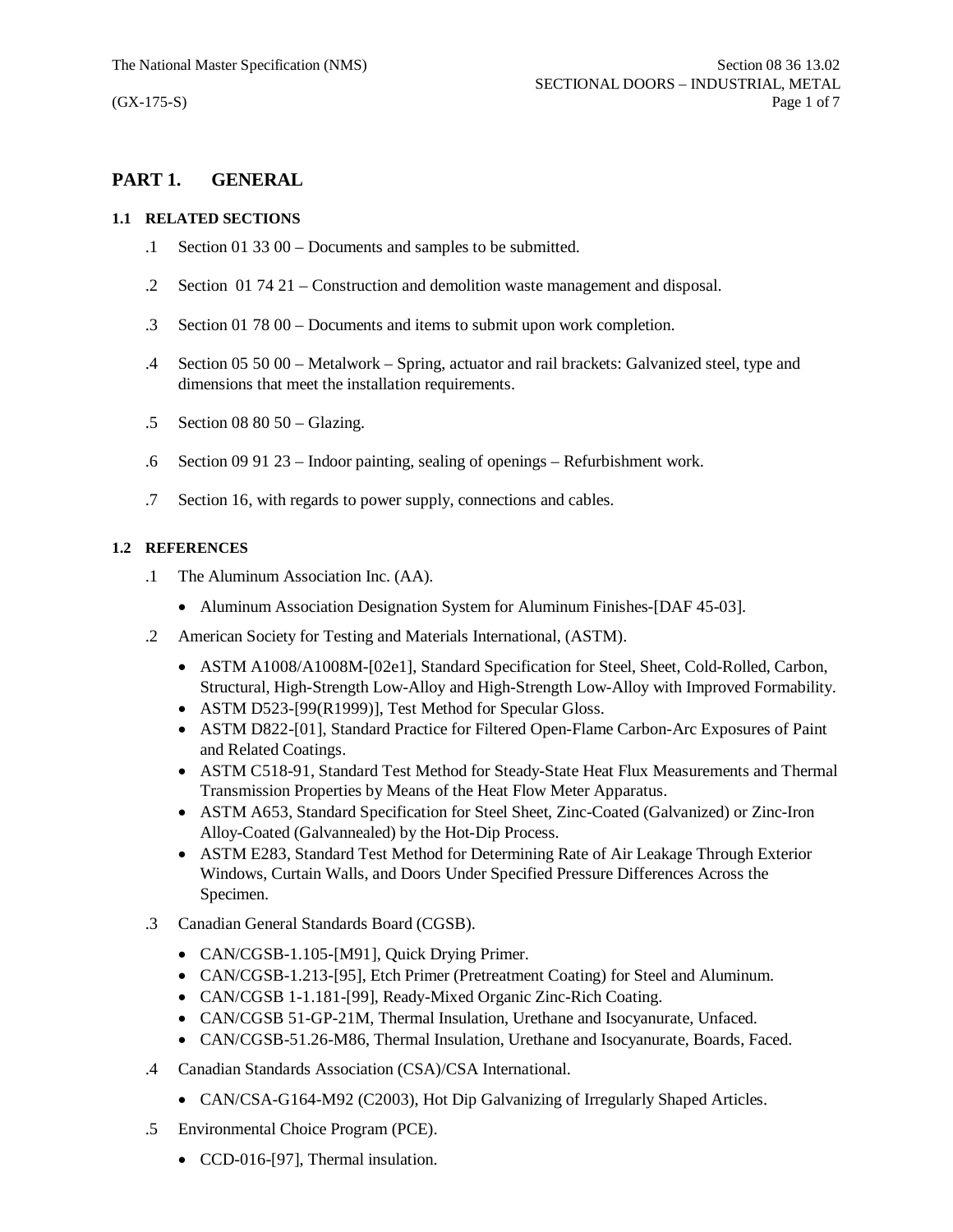# PART 1. GENERAL

## 1.1 RELATED SECTIONS

.1 Section 01 33 00 – Documents and samples to be submitted.

.2 Section 01 74 21 – Construction and demolition waste management and disposal.

.3 Section 01 78 00 – Documents and items to submit upon work completion.

.4 Section 05 50 00 – Metalwork – Spring, actuator and rail brackets: Galvanized steel, type and dimensions that meet the installation requirements.

.5 Section 08 80 50 – Glazing.

.6 Section 09 91 23 – Indoor painting, sealing of openings – Refurbishment work.

.7 Section 16, with regards to power supply, connections and cables.

## 1.2 REFERENCES

.1 The Aluminum Association Inc. (AA).

- Aluminum Association Designation System for Aluminum Finishes-[DAF 45-03].

.2 American Society for Testing and Materials International, (ASTM).

- ASTM A1008/A1008M-[02e1], Standard Specification for Steel, Sheet, Cold-Rolled, Carbon, Structural, High-Strength Low-Alloy and High-Strength Low-Alloy with Improved Formability.
- ASTM D523-[99(R1999)], Test Method for Specular Gloss.
- ASTM D822-[01], Standard Practice for Filtered Open-Flame Carbon-Arc Exposures of Paint and Related Coatings.
- ASTM C518-91, Standard Test Method for Steady-State Heat Flux Measurements and Thermal Transmission Properties by Means of the Heat Flow Meter Apparatus.
- ASTM A653, Standard Specification for Steel Sheet, Zinc-Coated (Galvanized) or Zinc-Iron Alloy-Coated (Galvannealed) by the Hot-Dip Process.
- ASTM E283, Standard Test Method for Determining Rate of Air Leakage Through Exterior Windows, Curtain Walls, and Doors Under Specified Pressure Differences Across the Specimen.

.3 Canadian General Standards Board (CGSB).

- CAN/CGSB-1.105-[M91], Quick Drying Primer.
- CAN/CGSB-1.213-[95], Etch Primer (Pretreatment Coating) for Steel and Aluminum.
- CAN/CGSB 1-1.181-[99], Ready-Mixed Organic Zinc-Rich Coating.
- CAN/CGSB 51-GP-21M, Thermal Insulation, Urethane and Isocyanurate, Unfaced.
- CAN/CGSB-51.26-M86, Thermal Insulation, Urethane and Isocyanurate, Boards, Faced.

.4 Canadian Standards Association (CSA)/CSA International.

- CAN/CSA-G164-M92 (C2003), Hot Dip Galvanizing of Irregularly Shaped Articles.

.5 Environmental Choice Program (PCE).

- CCD-016-[97], Thermal insulation.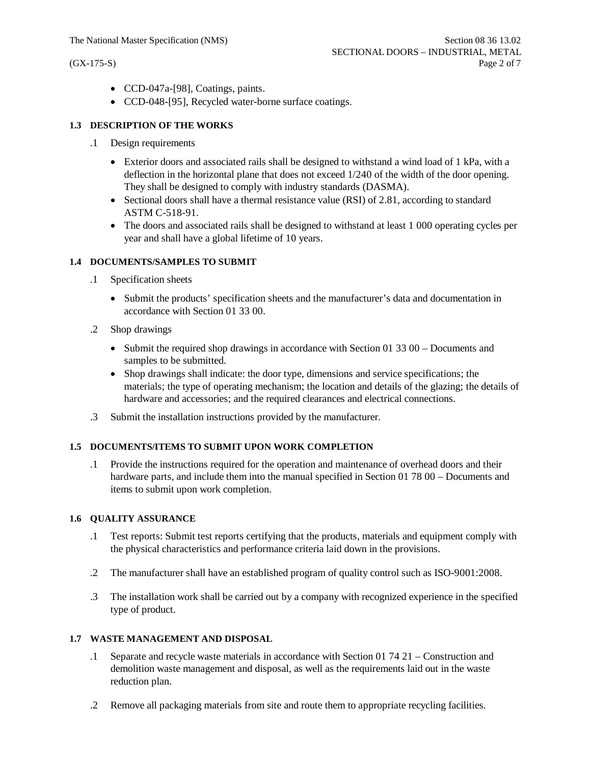- CCD-047a-[98], Coatings, paints.
- CCD-048-[95], Recycled water-borne surface coatings.

### 1.3 DESCRIPTION OF THE WORKS

.1 Design requirements

- Exterior doors and associated rails shall be designed to withstand a wind load of 1 kPa, with a deflection in the horizontal plane that does not exceed 1/240 of the width of the door opening. They shall be designed to comply with industry standards (DASMA).
- Sectional doors shall have a thermal resistance value (RSI) of 2.81, according to standard ASTM C-518-91.
- The doors and associated rails shall be designed to withstand at least 1 000 operating cycles per year and shall have a global lifetime of 10 years.

### 1.4 DOCUMENTS/SAMPLES TO SUBMIT

.1 Specification sheets

- Submit the products' specification sheets and the manufacturer's data and documentation in accordance with Section 01 33 00.

.2 Shop drawings

- Submit the required shop drawings in accordance with Section 01 33 00 – Documents and samples to be submitted.
- Shop drawings shall indicate: the door type, dimensions and service specifications; the materials; the type of operating mechanism; the location and details of the glazing; the details of hardware and accessories; and the required clearances and electrical connections.

.3 Submit the installation instructions provided by the manufacturer.

### 1.5 DOCUMENTS/ITEMS TO SUBMIT UPON WORK COMPLETION

.1 Provide the instructions required for the operation and maintenance of overhead doors and their hardware parts, and include them into the manual specified in Section 01 78 00 – Documents and items to submit upon work completion.

### 1.6 QUALITY ASSURANCE

.1 Test reports: Submit test reports certifying that the products, materials and equipment comply with the physical characteristics and performance criteria laid down in the provisions.

.2 The manufacturer shall have an established program of quality control such as ISO-9001:2008.

.3 The installation work shall be carried out by a company with recognized experience in the specified type of product.

### 1.7 WASTE MANAGEMENT AND DISPOSAL

.1 Separate and recycle waste materials in accordance with Section 01 74 21 – Construction and demolition waste management and disposal, as well as the requirements laid out in the waste reduction plan.

.2 Remove all packaging materials from site and route them to appropriate recycling facilities.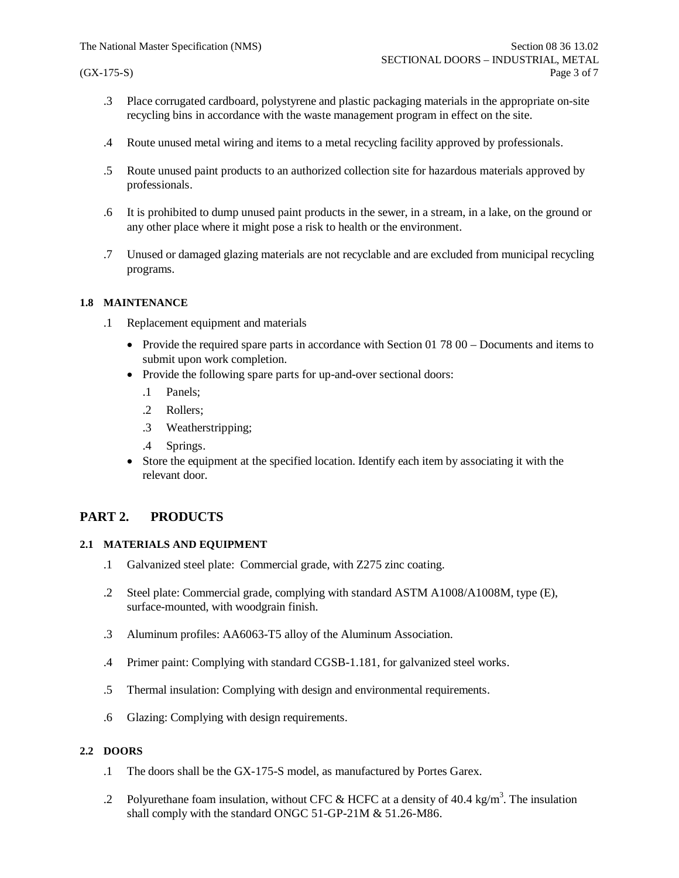.3 Place corrugated cardboard, polystyrene and plastic packaging materials in the appropriate on-site recycling bins in accordance with the waste management program in effect on the site.

.4 Route unused metal wiring and items to a metal recycling facility approved by professionals.

.5 Route unused paint products to an authorized collection site for hazardous materials approved by professionals.

.6 It is prohibited to dump unused paint products in the sewer, in a stream, in a lake, on the ground or any other place where it might pose a risk to health or the environment.

.7 Unused or damaged glazing materials are not recyclable and are excluded from municipal recycling programs.

### 1.8 MAINTENANCE

.1 Replacement equipment and materials

- Provide the required spare parts in accordance with Section 01 78 00 – Documents and items to submit upon work completion.
- Provide the following spare parts for up-and-over sectional doors:
  .1 Panels;
  .2 Rollers;
  .3 Weatherstripping;
  .4 Springs.
- Store the equipment at the specified location. Identify each item by associating it with the relevant door.

## PART 2. PRODUCTS

### 2.1 MATERIALS AND EQUIPMENT

.1 Galvanized steel plate: Commercial grade, with Z275 zinc coating.

.2 Steel plate: Commercial grade, complying with standard ASTM A1008/A1008M, type (E), surface-mounted, with woodgrain finish.

.3 Aluminum profiles: AA6063-T5 alloy of the Aluminum Association.

.4 Primer paint: Complying with standard CGSB-1.181, for galvanized steel works.

.5 Thermal insulation: Complying with design and environmental requirements.

.6 Glazing: Complying with design requirements.

### 2.2 DOORS

.1 The doors shall be the GX-175-S model, as manufactured by Portes Garex.

.2 Polyurethane foam insulation, without CFC & HCFC at a density of 40.4 $kg/m^3$. The insulation shall comply with the standard ONGC 51-GP-21M & 51.26-M86.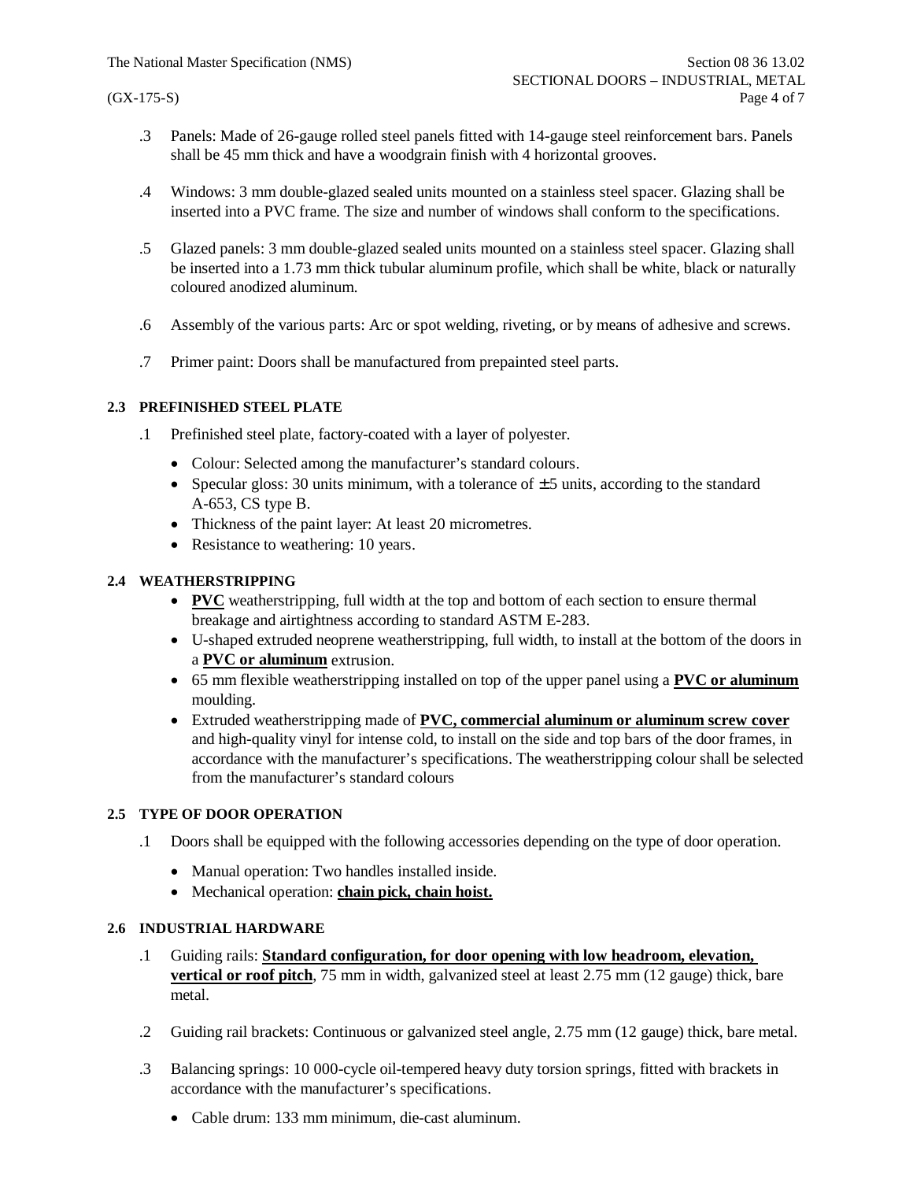.3 Panels: Made of 26-gauge rolled steel panels fitted with 14-gauge steel reinforcement bars. Panels shall be 45 mm thick and have a woodgrain finish with 4 horizontal grooves.

.4 Windows: 3 mm double-glazed sealed units mounted on a stainless steel spacer. Glazing shall be inserted into a PVC frame. The size and number of windows shall conform to the specifications.

.5 Glazed panels: 3 mm double-glazed sealed units mounted on a stainless steel spacer. Glazing shall be inserted into a 1.73 mm thick tubular aluminum profile, which shall be white, black or naturally coloured anodized aluminum.

.6 Assembly of the various parts: Arc or spot welding, riveting, or by means of adhesive and screws.

.7 Primer paint: Doors shall be manufactured from prepainted steel parts.

### 2.3 PREFINISHED STEEL PLATE

.1 Prefinished steel plate, factory-coated with a layer of polyester.

- Colour: Selected among the manufacturer's standard colours.
- Specular gloss: 30 units minimum, with a tolerance of ±5 units, according to the standard A-653, CS type B.
- Thickness of the paint layer: At least 20 micrometres.
- Resistance to weathering: 10 years.

### 2.4 WEATHERSTRIPPING

- **PVC** weatherstripping, full width at the top and bottom of each section to ensure thermal breakage and airtightness according to standard ASTM E-283.
- U-shaped extruded neoprene weatherstripping, full width, to install at the bottom of the doors in a **PVC or aluminum** extrusion.
- 65 mm flexible weatherstripping installed on top of the upper panel using a **PVC or aluminum** moulding.
- Extruded weatherstripping made of **PVC, commercial aluminum or aluminum screw cover** and high-quality vinyl for intense cold, to install on the side and top bars of the door frames, in accordance with the manufacturer's specifications. The weatherstripping colour shall be selected from the manufacturer's standard colours

### 2.5 TYPE OF DOOR OPERATION

.1 Doors shall be equipped with the following accessories depending on the type of door operation.

- Manual operation: Two handles installed inside.
- Mechanical operation: **chain pick, chain hoist.**

### 2.6 INDUSTRIAL HARDWARE

.1 Guiding rails: **Standard configuration, for door opening with low headroom, elevation, vertical or roof pitch**, 75 mm in width, galvanized steel at least 2.75 mm (12 gauge) thick, bare metal.

.2 Guiding rail brackets: Continuous or galvanized steel angle, 2.75 mm (12 gauge) thick, bare metal.

.3 Balancing springs: 10 000-cycle oil-tempered heavy duty torsion springs, fitted with brackets in accordance with the manufacturer's specifications.

- Cable drum: 133 mm minimum, die-cast aluminum.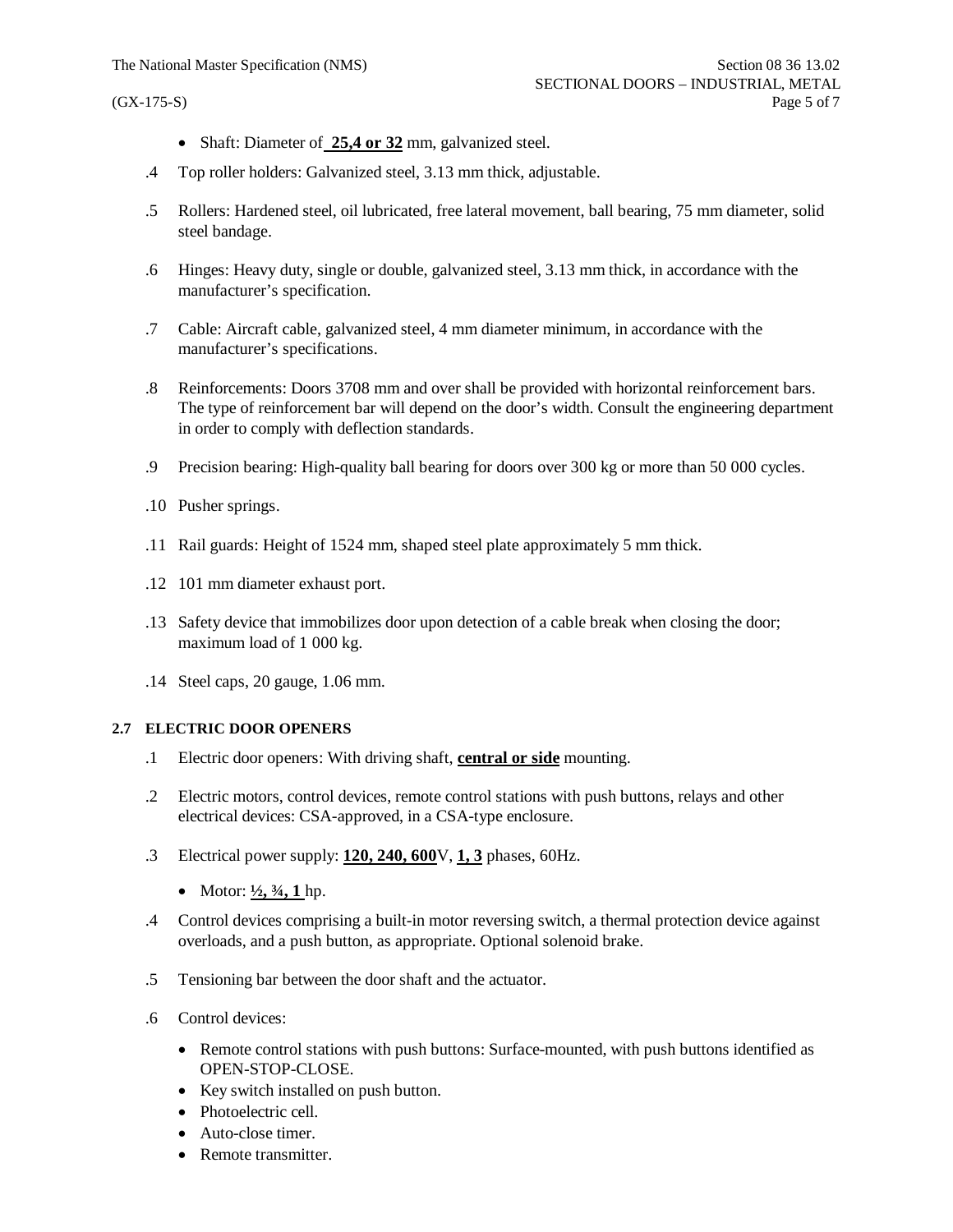- Shaft: Diameter of **25,4 or 32** mm, galvanized steel.

.4 Top roller holders: Galvanized steel, 3.13 mm thick, adjustable.

.5 Rollers: Hardened steel, oil lubricated, free lateral movement, ball bearing, 75 mm diameter, solid steel bandage.

.6 Hinges: Heavy duty, single or double, galvanized steel, 3.13 mm thick, in accordance with the manufacturer's specification.

.7 Cable: Aircraft cable, galvanized steel, 4 mm diameter minimum, in accordance with the manufacturer's specifications.

.8 Reinforcements: Doors 3708 mm and over shall be provided with horizontal reinforcement bars. The type of reinforcement bar will depend on the door's width. Consult the engineering department in order to comply with deflection standards.

.9 Precision bearing: High-quality ball bearing for doors over 300 kg or more than 50 000 cycles.

.10 Pusher springs.

.11 Rail guards: Height of 1524 mm, shaped steel plate approximately 5 mm thick.

.12 101 mm diameter exhaust port.

.13 Safety device that immobilizes door upon detection of a cable break when closing the door; maximum load of 1 000 kg.

.14 Steel caps, 20 gauge, 1.06 mm.

### 2.7 ELECTRIC DOOR OPENERS

.1 Electric door openers: With driving shaft, **central or side** mounting.

.2 Electric motors, control devices, remote control stations with push buttons, relays and other electrical devices: CSA-approved, in a CSA-type enclosure.

.3 Electrical power supply: **120, 240, 600**V, **1, 3** phases, 60Hz.

- Motor: **½, ¾, 1** hp.

.4 Control devices comprising a built-in motor reversing switch, a thermal protection device against overloads, and a push button, as appropriate. Optional solenoid brake.

.5 Tensioning bar between the door shaft and the actuator.

.6 Control devices:

- Remote control stations with push buttons: Surface-mounted, with push buttons identified as OPEN-STOP-CLOSE.
- Key switch installed on push button.
- Photoelectric cell.
- Auto-close timer.
- Remote transmitter.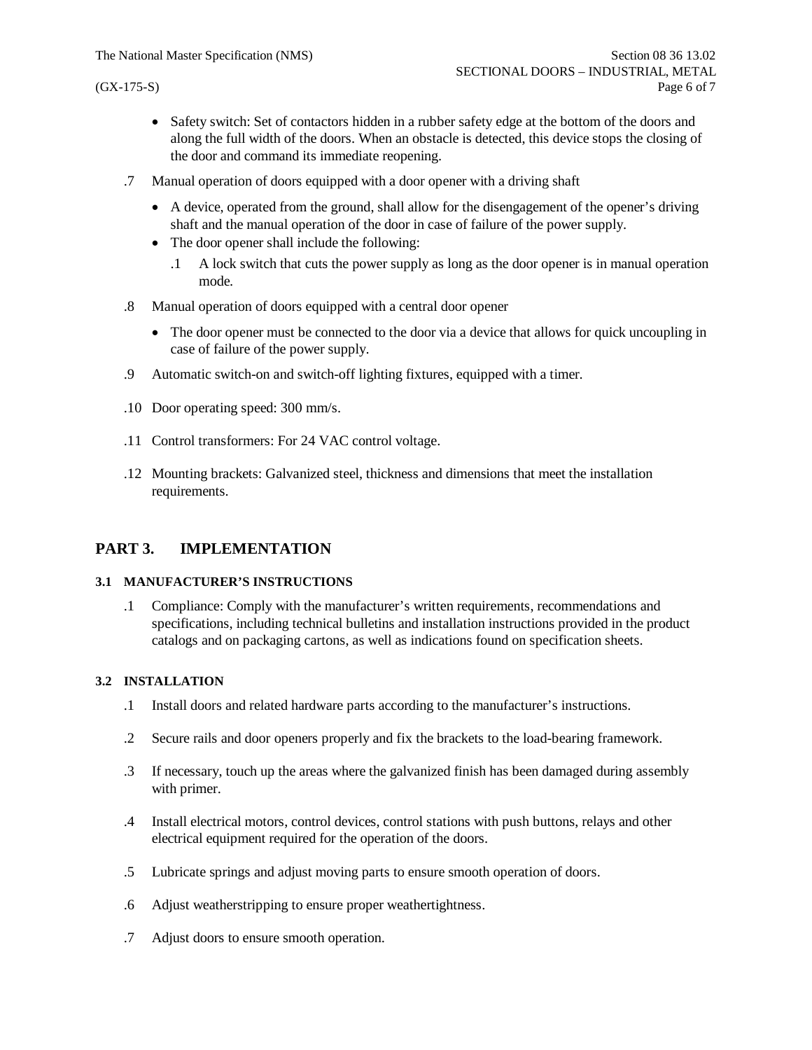- Safety switch: Set of contactors hidden in a rubber safety edge at the bottom of the doors and along the full width of the doors. When an obstacle is detected, this device stops the closing of the door and command its immediate reopening.

.7 Manual operation of doors equipped with a door opener with a driving shaft

- A device, operated from the ground, shall allow for the disengagement of the opener's driving shaft and the manual operation of the door in case of failure of the power supply.
- The door opener shall include the following:
  .1 A lock switch that cuts the power supply as long as the door opener is in manual operation mode.

.8 Manual operation of doors equipped with a central door opener

- The door opener must be connected to the door via a device that allows for quick uncoupling in case of failure of the power supply.

.9 Automatic switch-on and switch-off lighting fixtures, equipped with a timer.

.10 Door operating speed: 300 mm/s.

.11 Control transformers: For 24 VAC control voltage.

.12 Mounting brackets: Galvanized steel, thickness and dimensions that meet the installation requirements.

## PART 3. IMPLEMENTATION

### 3.1 MANUFACTURER'S INSTRUCTIONS

.1 Compliance: Comply with the manufacturer's written requirements, recommendations and specifications, including technical bulletins and installation instructions provided in the product catalogs and on packaging cartons, as well as indications found on specification sheets.

### 3.2 INSTALLATION

.1 Install doors and related hardware parts according to the manufacturer's instructions.

.2 Secure rails and door openers properly and fix the brackets to the load-bearing framework.

.3 If necessary, touch up the areas where the galvanized finish has been damaged during assembly with primer.

.4 Install electrical motors, control devices, control stations with push buttons, relays and other electrical equipment required for the operation of the doors.

.5 Lubricate springs and adjust moving parts to ensure smooth operation of doors.

.6 Adjust weatherstripping to ensure proper weathertightness.

.7 Adjust doors to ensure smooth operation.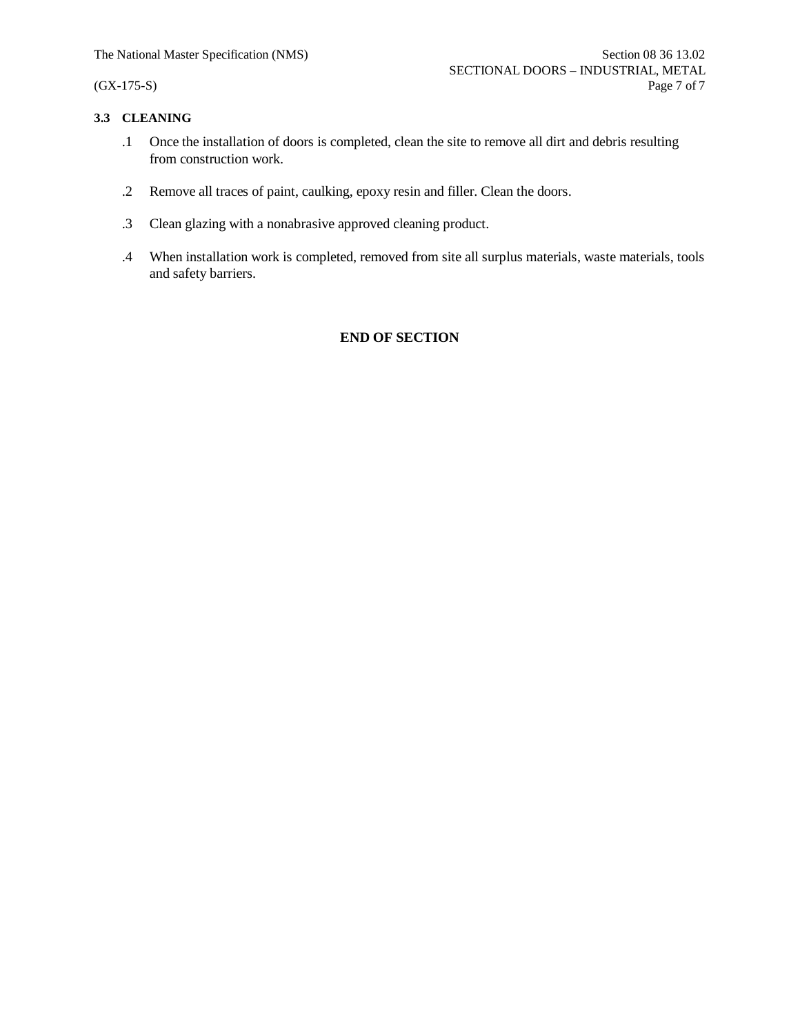**3.3 CLEANING**

.1 Once the installation of doors is completed, clean the site to remove all dirt and debris resulting from construction work.

.2 Remove all traces of paint, caulking, epoxy resin and filler. Clean the doors.

.3 Clean glazing with a nonabrasive approved cleaning product.

.4 When installation work is completed, removed from site all surplus materials, waste materials, tools and safety barriers.

**END OF SECTION**